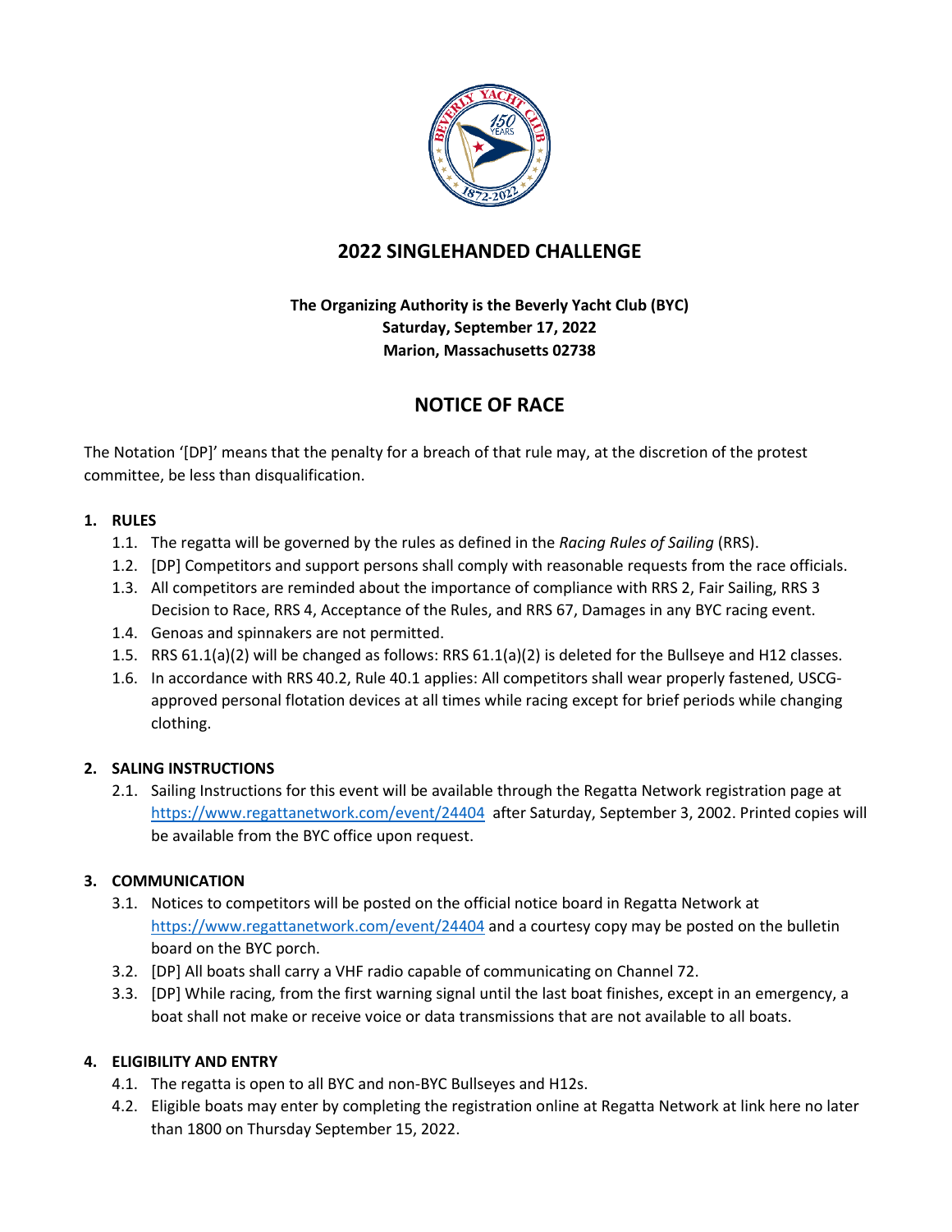# 2022 SINGLEHANDED CHALLENGE

**The Organizing Authority is the Beverly Yacht Club (BYC)**
**Saturday, September 17, 2022**
**Marion, Massachusetts 02738**

## NOTICE OF RACE

The Notation '[DP]' means that the penalty for a breach of that rule may, at the discretion of the protest committee, be less than disqualification.

### 1. RULES

1.1. The regatta will be governed by the rules as defined in the *Racing Rules of Sailing* (RRS).

1.2. [DP] Competitors and support persons shall comply with reasonable requests from the race officials.

1.3. All competitors are reminded about the importance of compliance with RRS 2, Fair Sailing, RRS 3 Decision to Race, RRS 4, Acceptance of the Rules, and RRS 67, Damages in any BYC racing event.

1.4. Genoas and spinnakers are not permitted.

1.5. RRS 61.1(a)(2) will be changed as follows: RRS 61.1(a)(2) is deleted for the Bullseye and H12 classes.

1.6. In accordance with RRS 40.2, Rule 40.1 applies: All competitors shall wear properly fastened, USCG-approved personal flotation devices at all times while racing except for brief periods while changing clothing.

### 2. SALING INSTRUCTIONS

2.1. Sailing Instructions for this event will be available through the Regatta Network registration page at https://www.regattanetwork.com/event/24404 after Saturday, September 3, 2002. Printed copies will be available from the BYC office upon request.

### 3. COMMUNICATION

3.1. Notices to competitors will be posted on the official notice board in Regatta Network at https://www.regattanetwork.com/event/24404 and a courtesy copy may be posted on the bulletin board on the BYC porch.

3.2. [DP] All boats shall carry a VHF radio capable of communicating on Channel 72.

3.3. [DP] While racing, from the first warning signal until the last boat finishes, except in an emergency, a boat shall not make or receive voice or data transmissions that are not available to all boats.

### 4. ELIGIBILITY AND ENTRY

4.1. The regatta is open to all BYC and non-BYC Bullseyes and H12s.

4.2. Eligible boats may enter by completing the registration online at Regatta Network at link here no later than 1800 on Thursday September 15, 2022.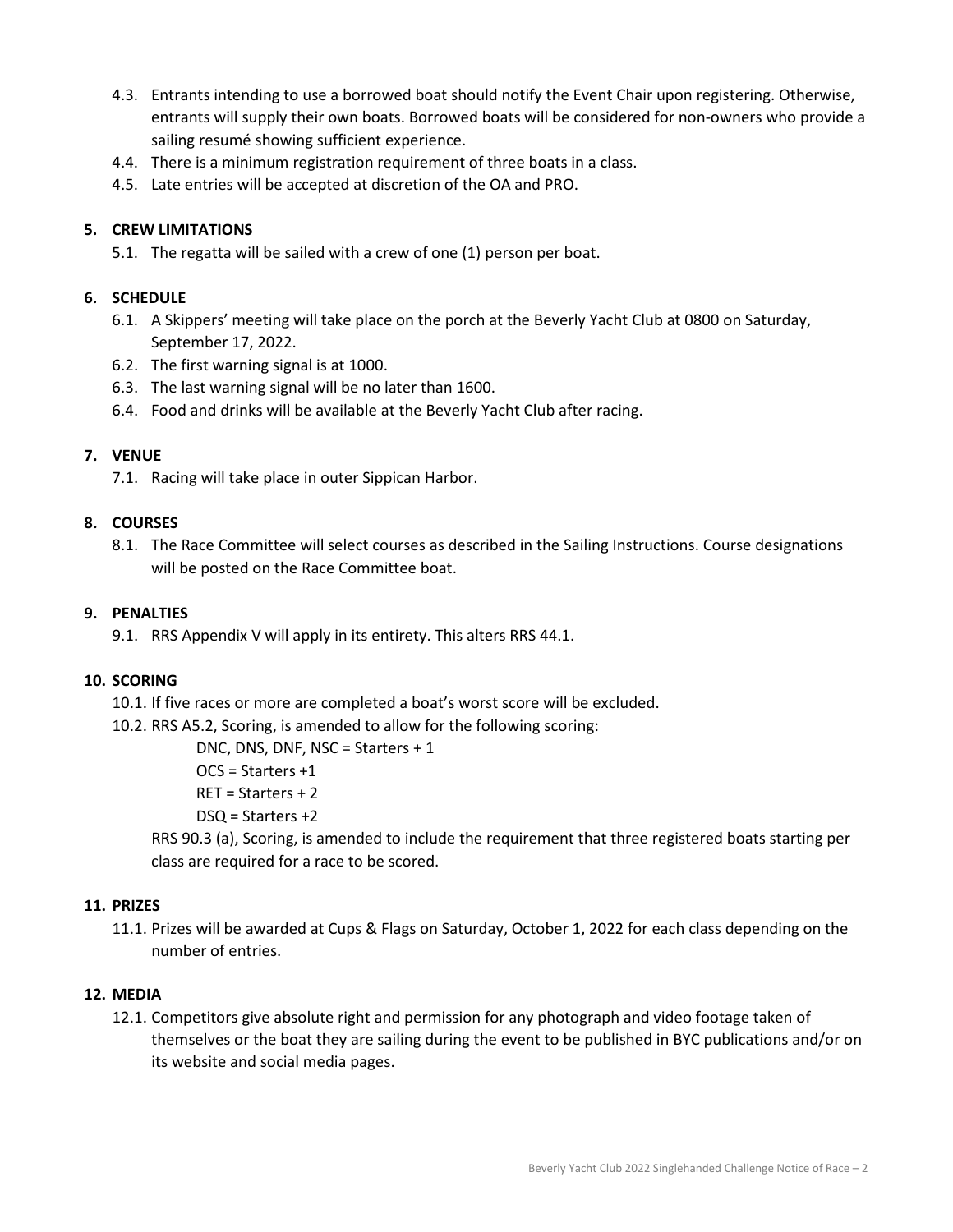4.3. Entrants intending to use a borrowed boat should notify the Event Chair upon registering. Otherwise, entrants will supply their own boats. Borrowed boats will be considered for non-owners who provide a sailing resumé showing sufficient experience.

4.4. There is a minimum registration requirement of three boats in a class.

4.5. Late entries will be accepted at discretion of the OA and PRO.

**5. CREW LIMITATIONS**

5.1. The regatta will be sailed with a crew of one (1) person per boat.

**6. SCHEDULE**

6.1. A Skippers' meeting will take place on the porch at the Beverly Yacht Club at 0800 on Saturday, September 17, 2022.

6.2. The first warning signal is at 1000.

6.3. The last warning signal will be no later than 1600.

6.4. Food and drinks will be available at the Beverly Yacht Club after racing.

**7. VENUE**

7.1. Racing will take place in outer Sippican Harbor.

**8. COURSES**

8.1. The Race Committee will select courses as described in the Sailing Instructions. Course designations will be posted on the Race Committee boat.

**9. PENALTIES**

9.1. RRS Appendix V will apply in its entirety. This alters RRS 44.1.

**10. SCORING**

10.1. If five races or more are completed a boat's worst score will be excluded.

10.2. RRS A5.2, Scoring, is amended to allow for the following scoring:

DNC, DNS, DNF, NSC = Starters + 1
OCS = Starters +1
RET = Starters + 2
DSQ = Starters +2

RRS 90.3 (a), Scoring, is amended to include the requirement that three registered boats starting per class are required for a race to be scored.

**11. PRIZES**

11.1. Prizes will be awarded at Cups & Flags on Saturday, October 1, 2022 for each class depending on the number of entries.

**12. MEDIA**

12.1. Competitors give absolute right and permission for any photograph and video footage taken of themselves or the boat they are sailing during the event to be published in BYC publications and/or on its website and social media pages.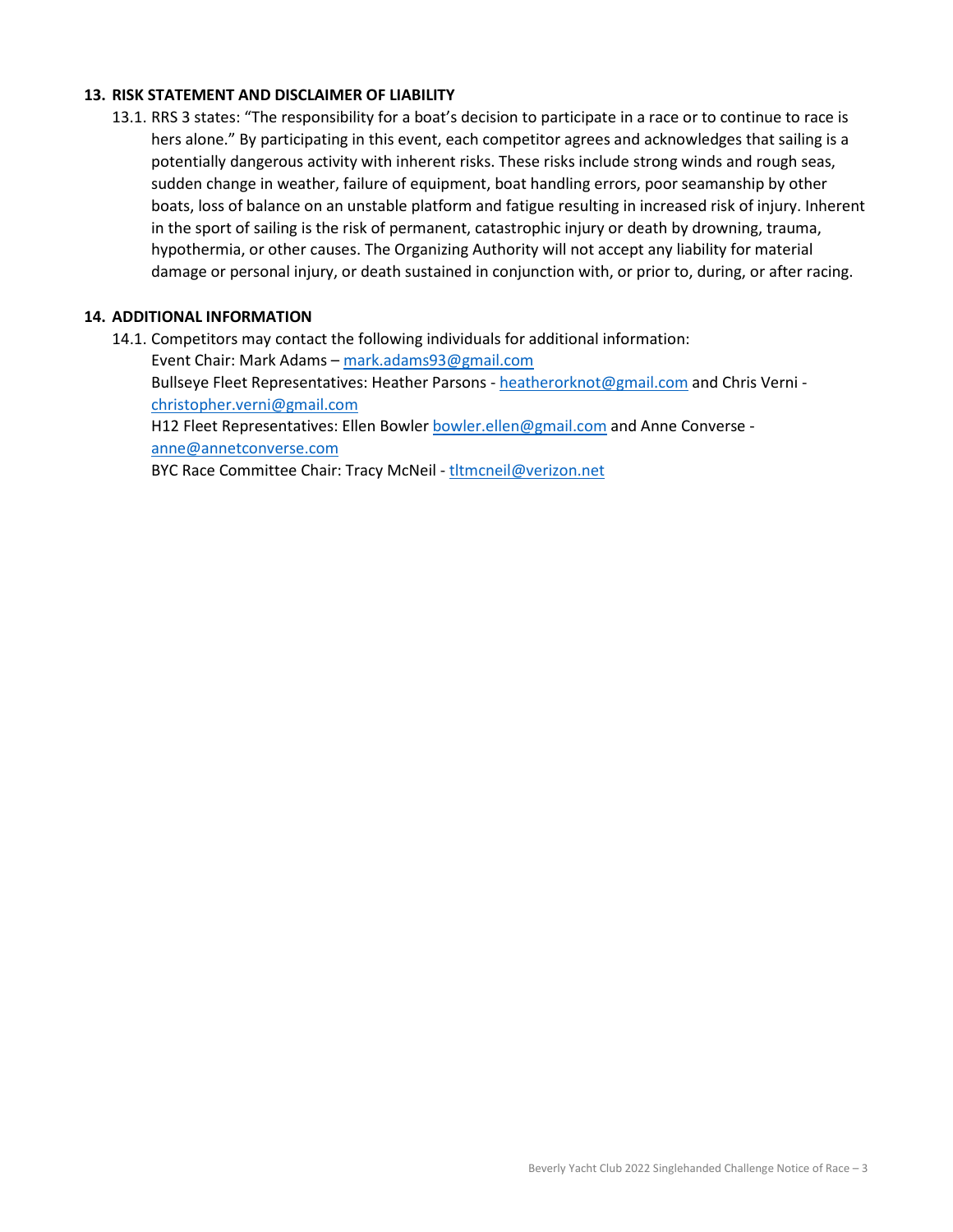## 13. RISK STATEMENT AND DISCLAIMER OF LIABILITY

13.1. RRS 3 states: "The responsibility for a boat's decision to participate in a race or to continue to race is hers alone." By participating in this event, each competitor agrees and acknowledges that sailing is a potentially dangerous activity with inherent risks. These risks include strong winds and rough seas, sudden change in weather, failure of equipment, boat handling errors, poor seamanship by other boats, loss of balance on an unstable platform and fatigue resulting in increased risk of injury. Inherent in the sport of sailing is the risk of permanent, catastrophic injury or death by drowning, trauma, hypothermia, or other causes. The Organizing Authority will not accept any liability for material damage or personal injury, or death sustained in conjunction with, or prior to, during, or after racing.

## 14. ADDITIONAL INFORMATION

14.1. Competitors may contact the following individuals for additional information:
Event Chair: Mark Adams – mark.adams93@gmail.com
Bullseye Fleet Representatives: Heather Parsons - heatherorknot@gmail.com and Chris Verni - christopher.verni@gmail.com
H12 Fleet Representatives: Ellen Bowler bowler.ellen@gmail.com and Anne Converse - anne@annetconverse.com
BYC Race Committee Chair: Tracy McNeil - tltmcneil@verizon.net